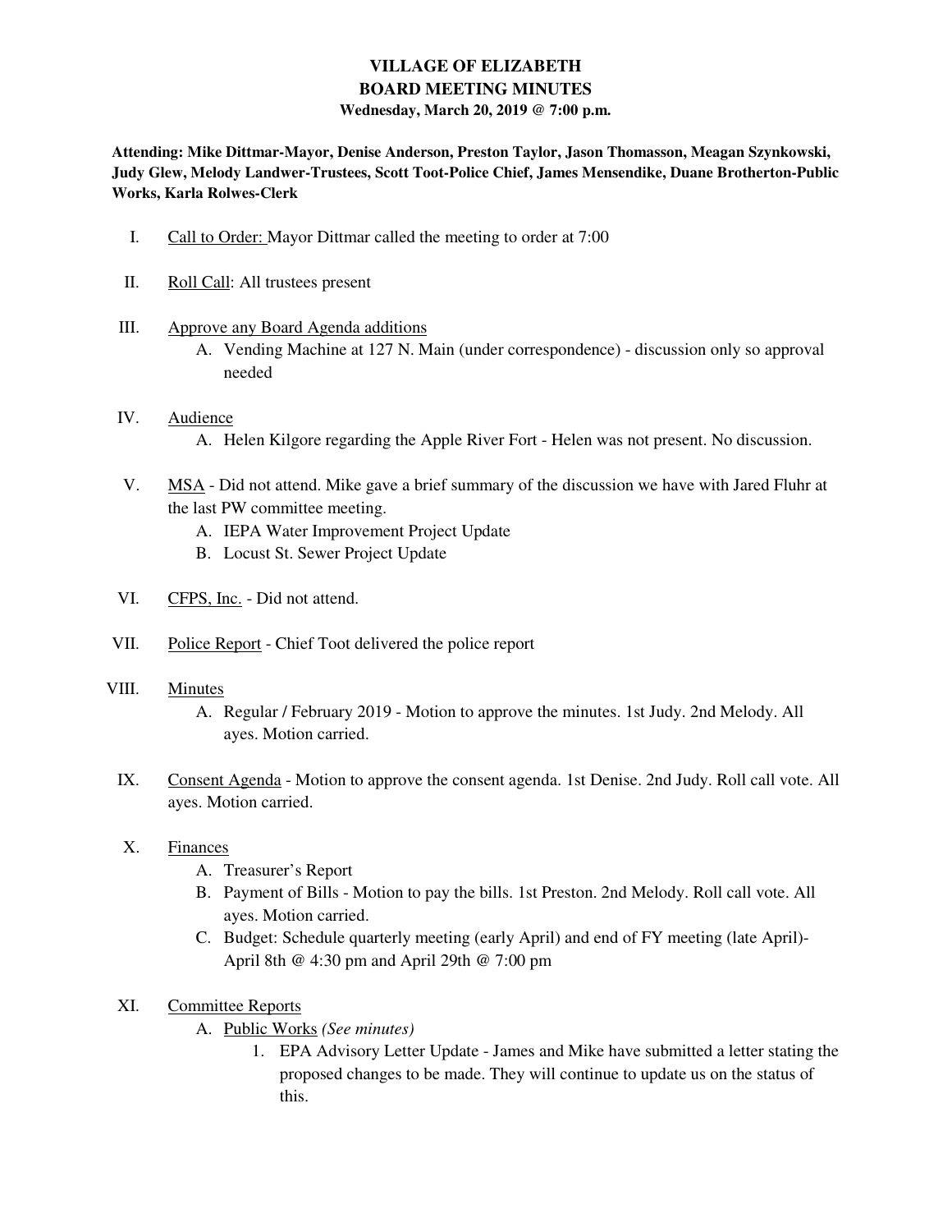# VILLAGE OF ELIZABETH
## BOARD MEETING MINUTES
**Wednesday, March 20, 2019 @ 7:00 p.m.**

**Attending: Mike Dittmar-Mayor, Denise Anderson, Preston Taylor, Jason Thomasson, Meagan Szynkowski, Judy Glew, Melody Landwer-Trustees, Scott Toot-Police Chief, James Mensendike, Duane Brotherton-Public Works, Karla Rolwes-Clerk**

I. Call to Order: Mayor Dittmar called the meeting to order at 7:00

II. Roll Call: All trustees present

III. Approve any Board Agenda additions
   A. Vending Machine at 127 N. Main (under correspondence) - discussion only so approval needed

IV. Audience
   A. Helen Kilgore regarding the Apple River Fort - Helen was not present. No discussion.

V. MSA - Did not attend. Mike gave a brief summary of the discussion we have with Jared Fluhr at the last PW committee meeting.
   A. IEPA Water Improvement Project Update
   B. Locust St. Sewer Project Update

VI. CFPS, Inc. - Did not attend.

VII. Police Report - Chief Toot delivered the police report

VIII. Minutes
   A. Regular / February 2019 - Motion to approve the minutes. 1st Judy. 2nd Melody. All ayes. Motion carried.

IX. Consent Agenda - Motion to approve the consent agenda. 1st Denise. 2nd Judy. Roll call vote. All ayes. Motion carried.

X. Finances
   A. Treasurer's Report
   B. Payment of Bills - Motion to pay the bills. 1st Preston. 2nd Melody. Roll call vote. All ayes. Motion carried.
   C. Budget: Schedule quarterly meeting (early April) and end of FY meeting (late April)- April 8th @ 4:30 pm and April 29th @ 7:00 pm

XI. Committee Reports
   A. Public Works *(See minutes)*
      1. EPA Advisory Letter Update - James and Mike have submitted a letter stating the proposed changes to be made. They will continue to update us on the status of this.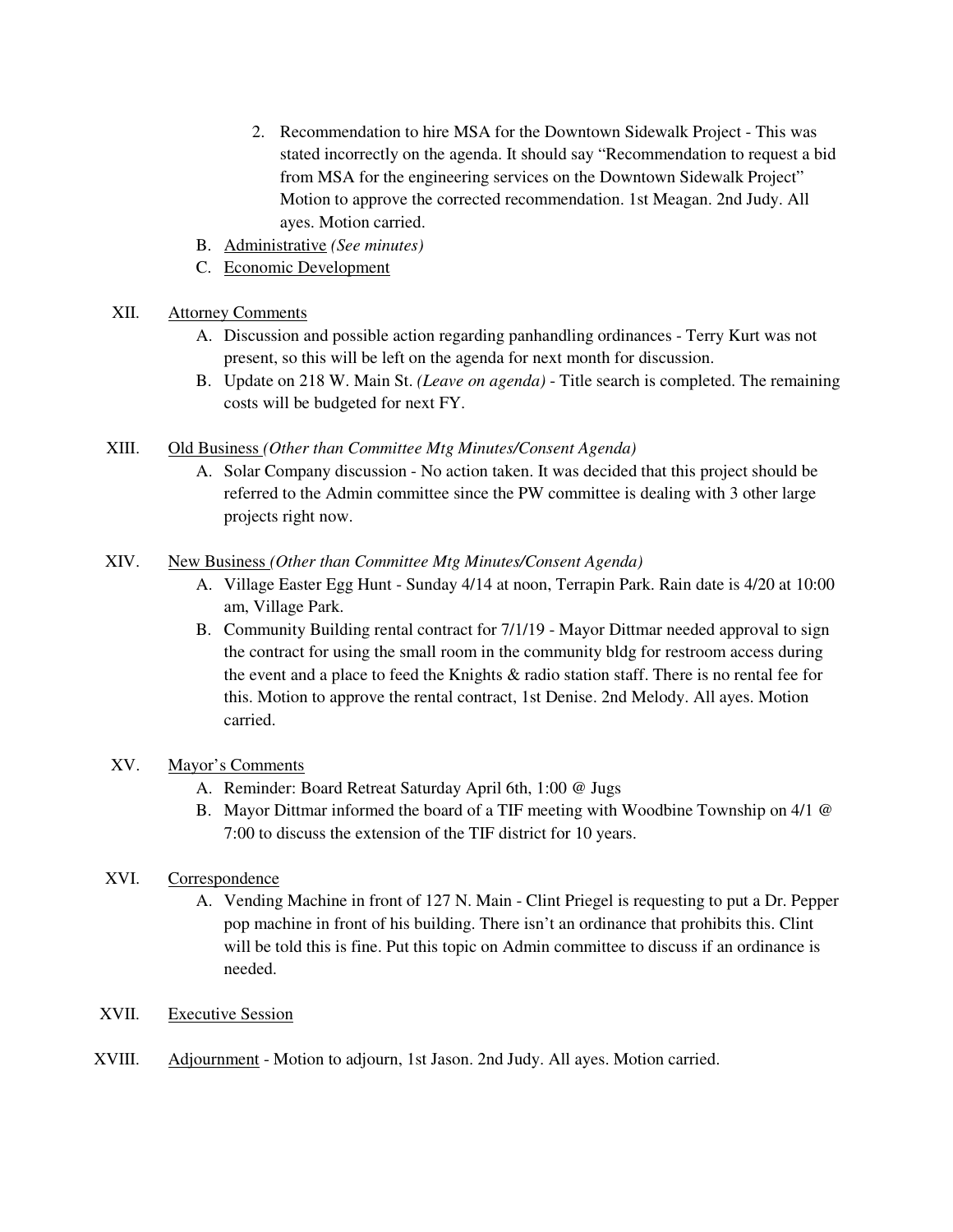2. Recommendation to hire MSA for the Downtown Sidewalk Project - This was stated incorrectly on the agenda. It should say "Recommendation to request a bid from MSA for the engineering services on the Downtown Sidewalk Project" Motion to approve the corrected recommendation. 1st Meagan. 2nd Judy. All ayes. Motion carried.

B. <u>Administrative</u> *(See minutes)*

C. <u>Economic Development</u>

XII. <u>Attorney Comments</u>

A. Discussion and possible action regarding panhandling ordinances - Terry Kurt was not present, so this will be left on the agenda for next month for discussion.

B. Update on 218 W. Main St. *(Leave on agenda)* - Title search is completed. The remaining costs will be budgeted for next FY.

XIII. <u>Old Business</u> *(Other than Committee Mtg Minutes/Consent Agenda)*

A. Solar Company discussion - No action taken. It was decided that this project should be referred to the Admin committee since the PW committee is dealing with 3 other large projects right now.

XIV. <u>New Business</u> *(Other than Committee Mtg Minutes/Consent Agenda)*

A. Village Easter Egg Hunt - Sunday 4/14 at noon, Terrapin Park. Rain date is 4/20 at 10:00 am, Village Park.

B. Community Building rental contract for 7/1/19 - Mayor Dittmar needed approval to sign the contract for using the small room in the community bldg for restroom access during the event and a place to feed the Knights & radio station staff. There is no rental fee for this. Motion to approve the rental contract, 1st Denise. 2nd Melody. All ayes. Motion carried.

XV. <u>Mayor's Comments</u>

A. Reminder: Board Retreat Saturday April 6th, 1:00 @ Jugs

B. Mayor Dittmar informed the board of a TIF meeting with Woodbine Township on 4/1 @ 7:00 to discuss the extension of the TIF district for 10 years.

XVI. <u>Correspondence</u>

A. Vending Machine in front of 127 N. Main - Clint Priegel is requesting to put a Dr. Pepper pop machine in front of his building. There isn't an ordinance that prohibits this. Clint will be told this is fine. Put this topic on Admin committee to discuss if an ordinance is needed.

XVII. <u>Executive Session</u>

XVIII. <u>Adjournment</u> - Motion to adjourn, 1st Jason. 2nd Judy. All ayes. Motion carried.